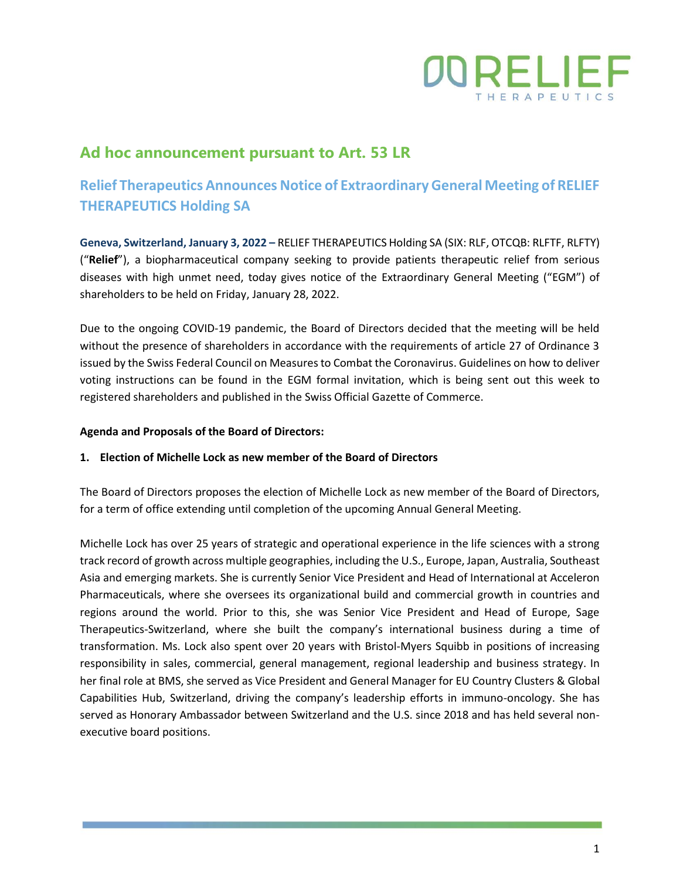## Ad hoc announcement pursuant to Art. 53 LR

### Relief Therapeutics Announces Notice of Extraordinary General Meeting of RELIEF THERAPEUTICS Holding SA

**Geneva, Switzerland, January 3, 2022 –** RELIEF THERAPEUTICS Holding SA (SIX: RLF, OTCQB: RLFTF, RLFTY) ("**Relief**"), a biopharmaceutical company seeking to provide patients therapeutic relief from serious diseases with high unmet need, today gives notice of the Extraordinary General Meeting ("EGM") of shareholders to be held on Friday, January 28, 2022.

Due to the ongoing COVID-19 pandemic, the Board of Directors decided that the meeting will be held without the presence of shareholders in accordance with the requirements of article 27 of Ordinance 3 issued by the Swiss Federal Council on Measures to Combat the Coronavirus. Guidelines on how to deliver voting instructions can be found in the EGM formal invitation, which is being sent out this week to registered shareholders and published in the Swiss Official Gazette of Commerce.

**Agenda and Proposals of the Board of Directors:**

**1. Election of Michelle Lock as new member of the Board of Directors**

The Board of Directors proposes the election of Michelle Lock as new member of the Board of Directors, for a term of office extending until completion of the upcoming Annual General Meeting.

Michelle Lock has over 25 years of strategic and operational experience in the life sciences with a strong track record of growth across multiple geographies, including the U.S., Europe, Japan, Australia, Southeast Asia and emerging markets. She is currently Senior Vice President and Head of International at Acceleron Pharmaceuticals, where she oversees its organizational build and commercial growth in countries and regions around the world. Prior to this, she was Senior Vice President and Head of Europe, Sage Therapeutics-Switzerland, where she built the company's international business during a time of transformation. Ms. Lock also spent over 20 years with Bristol-Myers Squibb in positions of increasing responsibility in sales, commercial, general management, regional leadership and business strategy. In her final role at BMS, she served as Vice President and General Manager for EU Country Clusters & Global Capabilities Hub, Switzerland, driving the company's leadership efforts in immuno-oncology. She has served as Honorary Ambassador between Switzerland and the U.S. since 2018 and has held several non-executive board positions.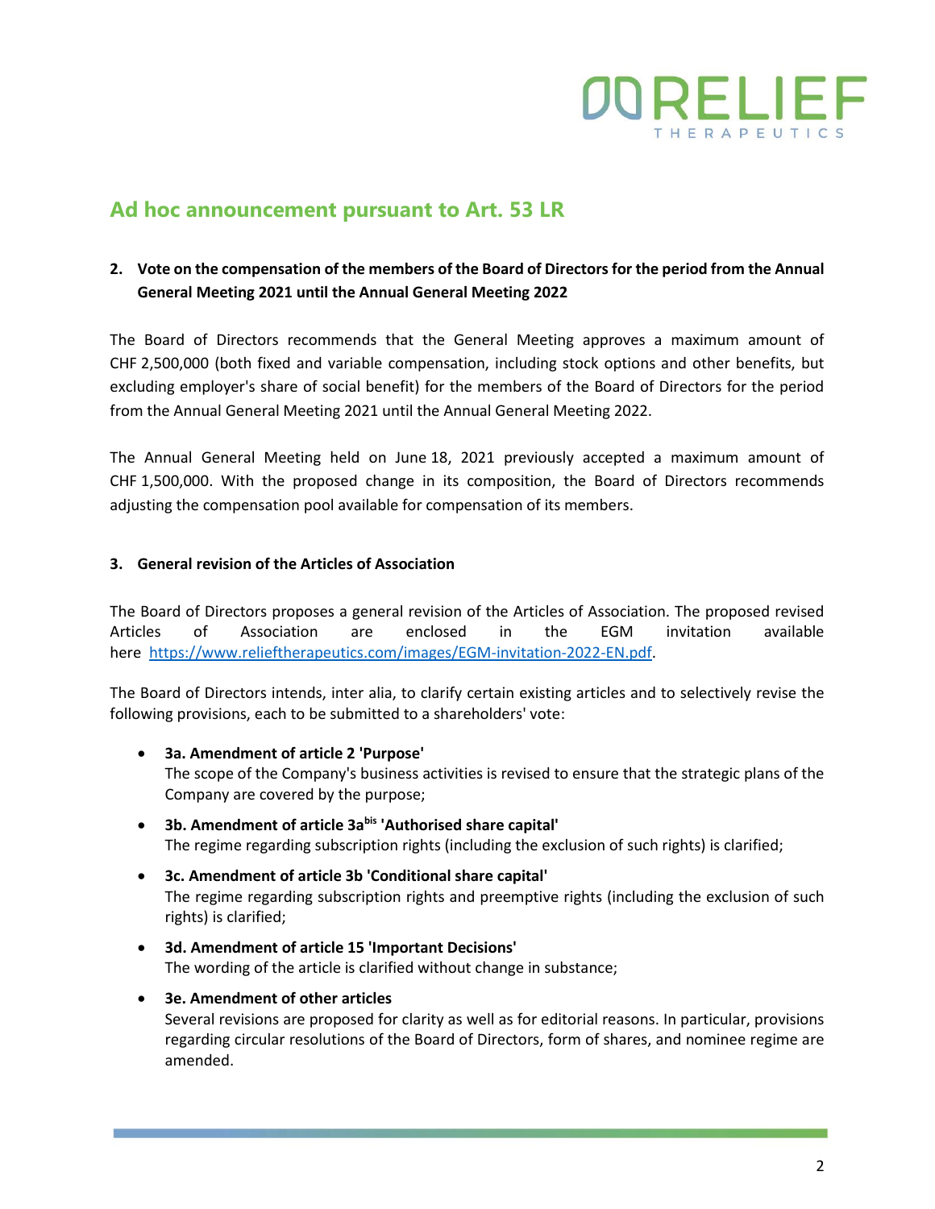## Ad hoc announcement pursuant to Art. 53 LR

**2. Vote on the compensation of the members of the Board of Directors for the period from the Annual General Meeting 2021 until the Annual General Meeting 2022**

The Board of Directors recommends that the General Meeting approves a maximum amount of CHF 2,500,000 (both fixed and variable compensation, including stock options and other benefits, but excluding employer's share of social benefit) for the members of the Board of Directors for the period from the Annual General Meeting 2021 until the Annual General Meeting 2022.

The Annual General Meeting held on June 18, 2021 previously accepted a maximum amount of CHF 1,500,000. With the proposed change in its composition, the Board of Directors recommends adjusting the compensation pool available for compensation of its members.

**3. General revision of the Articles of Association**

The Board of Directors proposes a general revision of the Articles of Association. The proposed revised Articles of Association are enclosed in the EGM invitation available here https://www.relieftherapeutics.com/images/EGM-invitation-2022-EN.pdf.

The Board of Directors intends, inter alia, to clarify certain existing articles and to selectively revise the following provisions, each to be submitted to a shareholders' vote:

- **3a. Amendment of article 2 'Purpose'**
  The scope of the Company's business activities is revised to ensure that the strategic plans of the Company are covered by the purpose;
- **3b. Amendment of article 3a[bis] 'Authorised share capital'**
  The regime regarding subscription rights (including the exclusion of such rights) is clarified;
- **3c. Amendment of article 3b 'Conditional share capital'**
  The regime regarding subscription rights and preemptive rights (including the exclusion of such rights) is clarified;
- **3d. Amendment of article 15 'Important Decisions'**
  The wording of the article is clarified without change in substance;
- **3e. Amendment of other articles**
  Several revisions are proposed for clarity as well as for editorial reasons. In particular, provisions regarding circular resolutions of the Board of Directors, form of shares, and nominee regime are amended.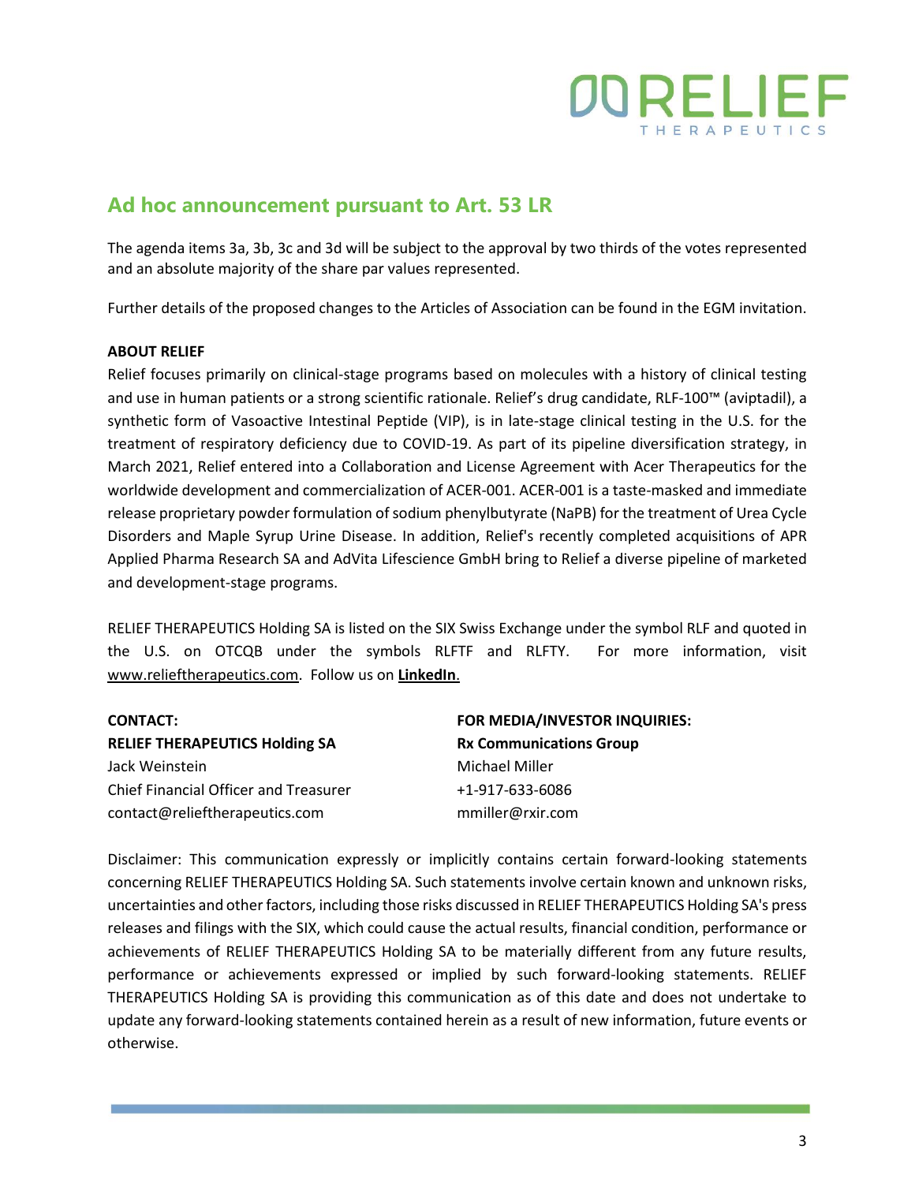## Ad hoc announcement pursuant to Art. 53 LR

The agenda items 3a, 3b, 3c and 3d will be subject to the approval by two thirds of the votes represented and an absolute majority of the share par values represented.

Further details of the proposed changes to the Articles of Association can be found in the EGM invitation.

**ABOUT RELIEF**

Relief focuses primarily on clinical-stage programs based on molecules with a history of clinical testing and use in human patients or a strong scientific rationale. Relief's drug candidate, RLF-100™ (aviptadil), a synthetic form of Vasoactive Intestinal Peptide (VIP), is in late-stage clinical testing in the U.S. for the treatment of respiratory deficiency due to COVID-19. As part of its pipeline diversification strategy, in March 2021, Relief entered into a Collaboration and License Agreement with Acer Therapeutics for the worldwide development and commercialization of ACER-001. ACER-001 is a taste-masked and immediate release proprietary powder formulation of sodium phenylbutyrate (NaPB) for the treatment of Urea Cycle Disorders and Maple Syrup Urine Disease. In addition, Relief's recently completed acquisitions of APR Applied Pharma Research SA and AdVita Lifescience GmbH bring to Relief a diverse pipeline of marketed and development-stage programs.

RELIEF THERAPEUTICS Holding SA is listed on the SIX Swiss Exchange under the symbol RLF and quoted in the U.S. on OTCQB under the symbols RLFTF and RLFTY. For more information, visit www.relieftherapeutics.com. Follow us on **LinkedIn**.

**CONTACT:**
**RELIEF THERAPEUTICS Holding SA**
Jack Weinstein
Chief Financial Officer and Treasurer
contact@relieftherapeutics.com

**FOR MEDIA/INVESTOR INQUIRIES:**
**Rx Communications Group**
Michael Miller
+1-917-633-6086
mmiller@rxir.com

Disclaimer: This communication expressly or implicitly contains certain forward-looking statements concerning RELIEF THERAPEUTICS Holding SA. Such statements involve certain known and unknown risks, uncertainties and other factors, including those risks discussed in RELIEF THERAPEUTICS Holding SA's press releases and filings with the SIX, which could cause the actual results, financial condition, performance or achievements of RELIEF THERAPEUTICS Holding SA to be materially different from any future results, performance or achievements expressed or implied by such forward-looking statements. RELIEF THERAPEUTICS Holding SA is providing this communication as of this date and does not undertake to update any forward-looking statements contained herein as a result of new information, future events or otherwise.